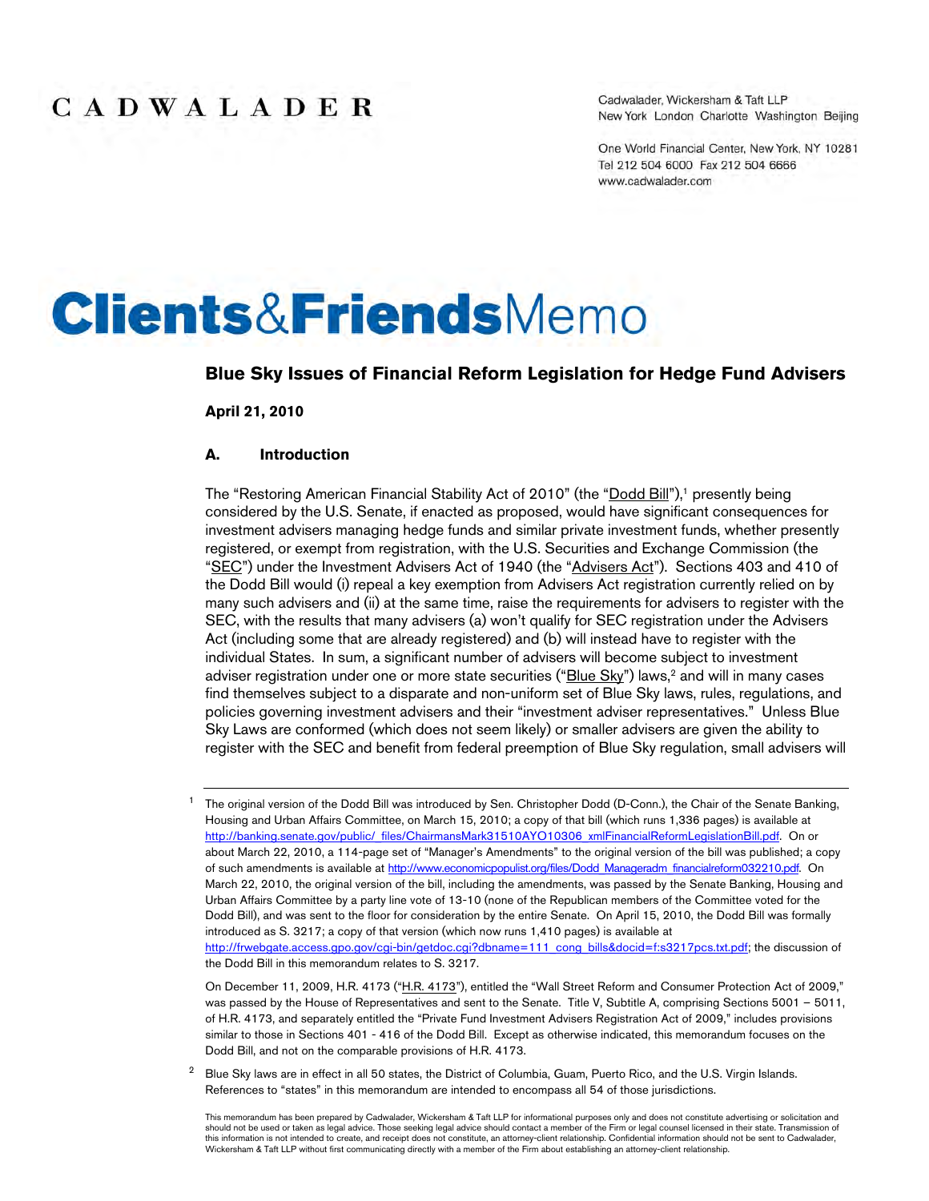CADWALADER

Cadwalader, Wickersham & Taft LLP
New York London Charlotte Washington Beijing

One World Financial Center, New York, NY 10281
Tel 212 504 6000 Fax 212 504 6666
www.cadwalader.com

# Clients&FriendsMemo

## Blue Sky Issues of Financial Reform Legislation for Hedge Fund Advisers

**April 21, 2010**

### A. Introduction

The "Restoring American Financial Stability Act of 2010" (the "Dodd Bill"),[1] presently being considered by the U.S. Senate, if enacted as proposed, would have significant consequences for investment advisers managing hedge funds and similar private investment funds, whether presently registered, or exempt from registration, with the U.S. Securities and Exchange Commission (the "SEC") under the Investment Advisers Act of 1940 (the "Advisers Act"). Sections 403 and 410 of the Dodd Bill would (i) repeal a key exemption from Advisers Act registration currently relied on by many such advisers and (ii) at the same time, raise the requirements for advisers to register with the SEC, with the results that many advisers (a) won't qualify for SEC registration under the Advisers Act (including some that are already registered) and (b) will instead have to register with the individual States. In sum, a significant number of advisers will become subject to investment adviser registration under one or more state securities ("Blue Sky") laws,[2] and will in many cases find themselves subject to a disparate and non-uniform set of Blue Sky laws, rules, regulations, and policies governing investment advisers and their "investment adviser representatives." Unless Blue Sky Laws are conformed (which does not seem likely) or smaller advisers are given the ability to register with the SEC and benefit from federal preemption of Blue Sky regulation, small advisers will

---

[1] The original version of the Dodd Bill was introduced by Sen. Christopher Dodd (D-Conn.), the Chair of the Senate Banking, Housing and Urban Affairs Committee, on March 15, 2010; a copy of that bill (which runs 1,336 pages) is available at http://banking.senate.gov/public/_files/ChairmansMark31510AYO10306_xmlFinancialReformLegislationBill.pdf. On or about March 22, 2010, a 114-page set of "Manager's Amendments" to the original version of the bill was published; a copy of such amendments is available at http://www.economicpopulist.org/files/Dodd_Manageradm_financialreform032210.pdf. On March 22, 2010, the original version of the bill, including the amendments, was passed by the Senate Banking, Housing and Urban Affairs Committee by a party line vote of 13-10 (none of the Republican members of the Committee voted for the Dodd Bill), and was sent to the floor for consideration by the entire Senate. On April 15, 2010, the Dodd Bill was formally introduced as S. 3217; a copy of that version (which now runs 1,410 pages) is available at http://frwebgate.access.gpo.gov/cgi-bin/getdoc.cgi?dbname=111_cong_bills&docid=f:s3217pcs.txt.pdf; the discussion of the Dodd Bill in this memorandum relates to S. 3217.

On December 11, 2009, H.R. 4173 ("H.R. 4173"), entitled the "Wall Street Reform and Consumer Protection Act of 2009," was passed by the House of Representatives and sent to the Senate. Title V, Subtitle A, comprising Sections 5001 – 5011, of H.R. 4173, and separately entitled the "Private Fund Investment Advisers Registration Act of 2009," includes provisions similar to those in Sections 401 - 416 of the Dodd Bill. Except as otherwise indicated, this memorandum focuses on the Dodd Bill, and not on the comparable provisions of H.R. 4173.

[2] Blue Sky laws are in effect in all 50 states, the District of Columbia, Guam, Puerto Rico, and the U.S. Virgin Islands. References to "states" in this memorandum are intended to encompass all 54 of those jurisdictions.

This memorandum has been prepared by Cadwalader, Wickersham & Taft LLP for informational purposes only and does not constitute advertising or solicitation and should not be used or taken as legal advice. Those seeking legal advice should contact a member of the Firm or legal counsel licensed in their state. Transmission of this information is not intended to create, and receipt does not constitute, an attorney-client relationship. Confidential information should not be sent to Cadwalader, Wickersham & Taft LLP without first communicating directly with a member of the Firm about establishing an attorney-client relationship.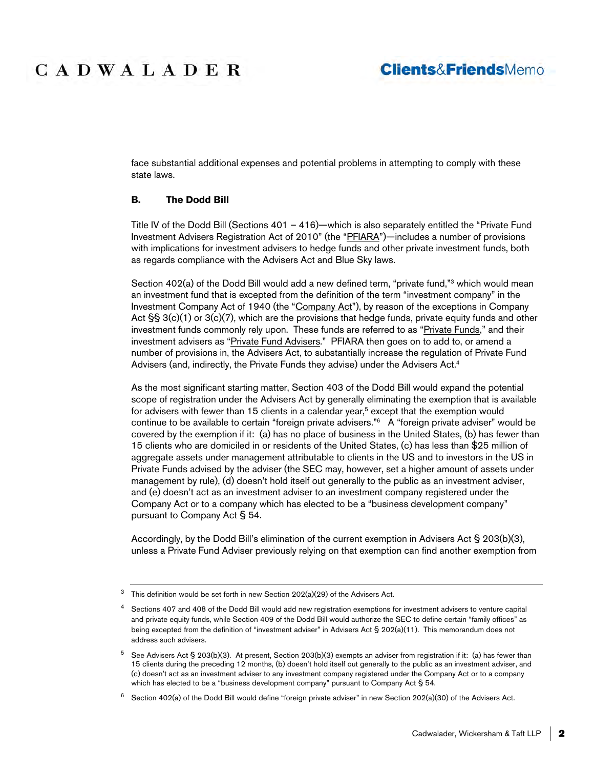face substantial additional expenses and potential problems in attempting to comply with these state laws.

### B. The Dodd Bill

Title IV of the Dodd Bill (Sections 401 – 416)—which is also separately entitled the "Private Fund Investment Advisers Registration Act of 2010" (the "PFIARA")—includes a number of provisions with implications for investment advisers to hedge funds and other private investment funds, both as regards compliance with the Advisers Act and Blue Sky laws.

Section 402(a) of the Dodd Bill would add a new defined term, "private fund,"[3] which would mean an investment fund that is excepted from the definition of the term "investment company" in the Investment Company Act of 1940 (the "Company Act"), by reason of the exceptions in Company Act §§ 3(c)(1) or 3(c)(7), which are the provisions that hedge funds, private equity funds and other investment funds commonly rely upon. These funds are referred to as "Private Funds," and their investment advisers as "Private Fund Advisers." PFIARA then goes on to add to, or amend a number of provisions in, the Advisers Act, to substantially increase the regulation of Private Fund Advisers (and, indirectly, the Private Funds they advise) under the Advisers Act.[4]

As the most significant starting matter, Section 403 of the Dodd Bill would expand the potential scope of registration under the Advisers Act by generally eliminating the exemption that is available for advisers with fewer than 15 clients in a calendar year,[5] except that the exemption would continue to be available to certain "foreign private advisers."[6] A "foreign private adviser" would be covered by the exemption if it: (a) has no place of business in the United States, (b) has fewer than 15 clients who are domiciled in or residents of the United States, (c) has less than $25 million of aggregate assets under management attributable to clients in the US and to investors in the US in Private Funds advised by the adviser (the SEC may, however, set a higher amount of assets under management by rule), (d) doesn't hold itself out generally to the public as an investment adviser, and (e) doesn't act as an investment adviser to an investment company registered under the Company Act or to a company which has elected to be a "business development company" pursuant to Company Act § 54.

Accordingly, by the Dodd Bill's elimination of the current exemption in Advisers Act § 203(b)(3), unless a Private Fund Adviser previously relying on that exemption can find another exemption from

---

[3] This definition would be set forth in new Section 202(a)(29) of the Advisers Act.

[4] Sections 407 and 408 of the Dodd Bill would add new registration exemptions for investment advisers to venture capital and private equity funds, while Section 409 of the Dodd Bill would authorize the SEC to define certain "family offices" as being excepted from the definition of "investment adviser" in Advisers Act § 202(a)(11). This memorandum does not address such advisers.

[5] See Advisers Act § 203(b)(3). At present, Section 203(b)(3) exempts an adviser from registration if it: (a) has fewer than 15 clients during the preceding 12 months, (b) doesn't hold itself out generally to the public as an investment adviser, and (c) doesn't act as an investment adviser to any investment company registered under the Company Act or to a company which has elected to be a "business development company" pursuant to Company Act § 54.

[6] Section 402(a) of the Dodd Bill would define "foreign private adviser" in new Section 202(a)(30) of the Advisers Act.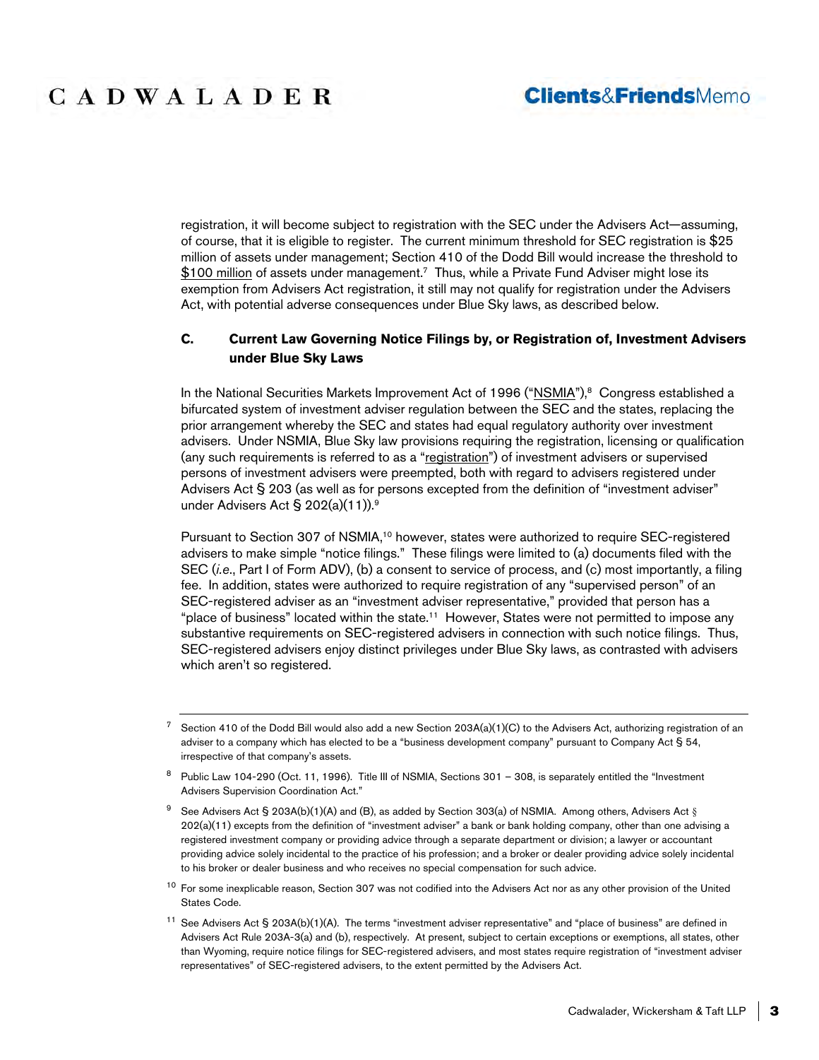registration, it will become subject to registration with the SEC under the Advisers Act—assuming, of course, that it is eligible to register. The current minimum threshold for SEC registration is $25 million of assets under management; Section 410 of the Dodd Bill would increase the threshold to $100 million of assets under management.[7] Thus, while a Private Fund Adviser might lose its exemption from Advisers Act registration, it still may not qualify for registration under the Advisers Act, with potential adverse consequences under Blue Sky laws, as described below.

### C. Current Law Governing Notice Filings by, or Registration of, Investment Advisers under Blue Sky Laws

In the National Securities Markets Improvement Act of 1996 ("NSMIA"),[8] Congress established a bifurcated system of investment adviser regulation between the SEC and the states, replacing the prior arrangement whereby the SEC and states had equal regulatory authority over investment advisers. Under NSMIA, Blue Sky law provisions requiring the registration, licensing or qualification (any such requirements is referred to as a "registration") of investment advisers or supervised persons of investment advisers were preempted, both with regard to advisers registered under Advisers Act § 203 (as well as for persons excepted from the definition of "investment adviser" under Advisers Act § 202(a)(11)).[9]

Pursuant to Section 307 of NSMIA,[10] however, states were authorized to require SEC-registered advisers to make simple "notice filings." These filings were limited to (a) documents filed with the SEC (*i.e.*, Part I of Form ADV), (b) a consent to service of process, and (c) most importantly, a filing fee. In addition, states were authorized to require registration of any "supervised person" of an SEC-registered adviser as an "investment adviser representative," provided that person has a "place of business" located within the state.[11] However, States were not permitted to impose any substantive requirements on SEC-registered advisers in connection with such notice filings. Thus, SEC-registered advisers enjoy distinct privileges under Blue Sky laws, as contrasted with advisers which aren't so registered.

---

[7] Section 410 of the Dodd Bill would also add a new Section 203A(a)(1)(C) to the Advisers Act, authorizing registration of an adviser to a company which has elected to be a "business development company" pursuant to Company Act § 54, irrespective of that company's assets.

[8] Public Law 104-290 (Oct. 11, 1996). Title III of NSMIA, Sections 301 – 308, is separately entitled the "Investment Advisers Supervision Coordination Act."

[9] See Advisers Act § 203A(b)(1)(A) and (B), as added by Section 303(a) of NSMIA. Among others, Advisers Act § 202(a)(11) excepts from the definition of "investment adviser" a bank or bank holding company, other than one advising a registered investment company or providing advice through a separate department or division; a lawyer or accountant providing advice solely incidental to the practice of his profession; and a broker or dealer providing advice solely incidental to his broker or dealer business and who receives no special compensation for such advice.

[10] For some inexplicable reason, Section 307 was not codified into the Advisers Act nor as any other provision of the United States Code.

[11] See Advisers Act § 203A(b)(1)(A). The terms "investment adviser representative" and "place of business" are defined in Advisers Act Rule 203A-3(a) and (b), respectively. At present, subject to certain exceptions or exemptions, all states, other than Wyoming, require notice filings for SEC-registered advisers, and most states require registration of "investment adviser representatives" of SEC-registered advisers, to the extent permitted by the Advisers Act.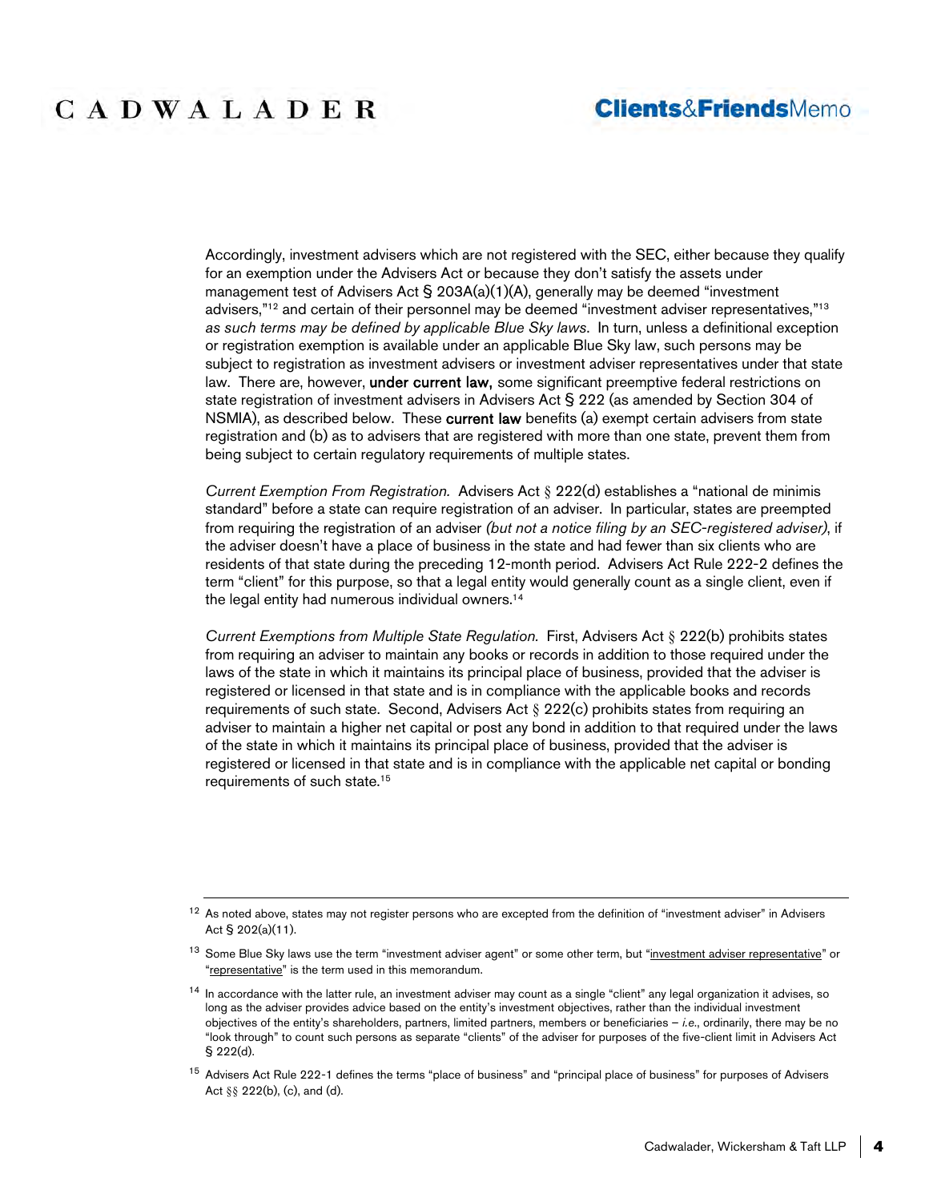Accordingly, investment advisers which are not registered with the SEC, either because they qualify for an exemption under the Advisers Act or because they don't satisfy the assets under management test of Advisers Act § 203A(a)(1)(A), generally may be deemed "investment advisers,"[12] and certain of their personnel may be deemed "investment adviser representatives,"[13] *as such terms may be defined by applicable Blue Sky laws*. In turn, unless a definitional exception or registration exemption is available under an applicable Blue Sky law, such persons may be subject to registration as investment advisers or investment adviser representatives under that state law. There are, however, under current law, some significant preemptive federal restrictions on state registration of investment advisers in Advisers Act § 222 (as amended by Section 304 of NSMIA), as described below. These current law benefits (a) exempt certain advisers from state registration and (b) as to advisers that are registered with more than one state, prevent them from being subject to certain regulatory requirements of multiple states.

*Current Exemption From Registration.* Advisers Act § 222(d) establishes a "national de minimis standard" before a state can require registration of an adviser. In particular, states are preempted from requiring the registration of an adviser *(but not a notice filing by an SEC-registered adviser)*, if the adviser doesn't have a place of business in the state and had fewer than six clients who are residents of that state during the preceding 12-month period. Advisers Act Rule 222-2 defines the term "client" for this purpose, so that a legal entity would generally count as a single client, even if the legal entity had numerous individual owners.[14]

*Current Exemptions from Multiple State Regulation.* First, Advisers Act § 222(b) prohibits states from requiring an adviser to maintain any books or records in addition to those required under the laws of the state in which it maintains its principal place of business, provided that the adviser is registered or licensed in that state and is in compliance with the applicable books and records requirements of such state. Second, Advisers Act § 222(c) prohibits states from requiring an adviser to maintain a higher net capital or post any bond in addition to that required under the laws of the state in which it maintains its principal place of business, provided that the adviser is registered or licensed in that state and is in compliance with the applicable net capital or bonding requirements of such state.[15]

---

[12] As noted above, states may not register persons who are excepted from the definition of "investment adviser" in Advisers Act § 202(a)(11).

[13] Some Blue Sky laws use the term "investment adviser agent" or some other term, but "investment adviser representative" or "representative" is the term used in this memorandum.

[14] In accordance with the latter rule, an investment adviser may count as a single "client" any legal organization it advises, so long as the adviser provides advice based on the entity's investment objectives, rather than the individual investment objectives of the entity's shareholders, partners, limited partners, members or beneficiaries – *i.e.*, ordinarily, there may be no "look through" to count such persons as separate "clients" of the adviser for purposes of the five-client limit in Advisers Act § 222(d).

[15] Advisers Act Rule 222-1 defines the terms "place of business" and "principal place of business" for purposes of Advisers Act §§ 222(b), (c), and (d).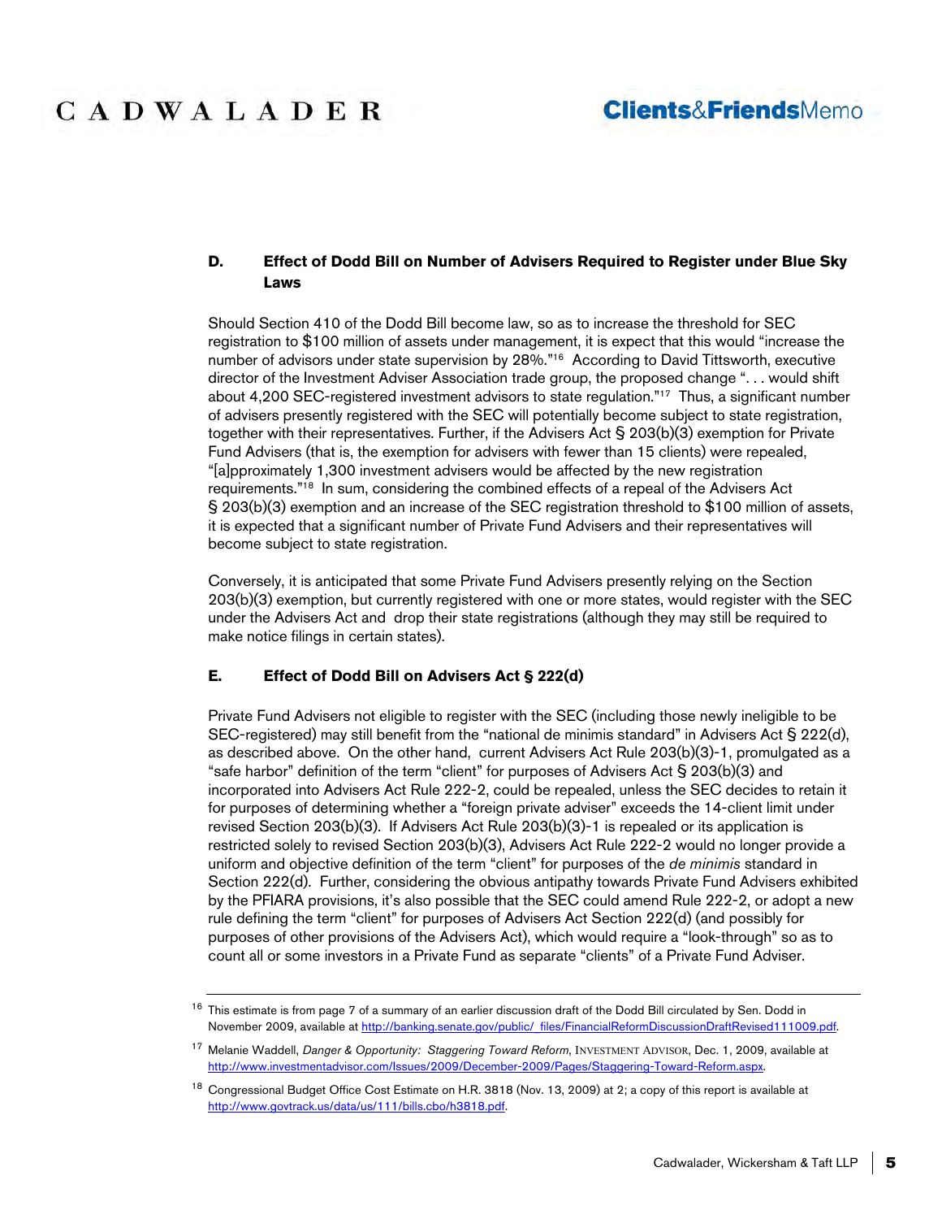### D. Effect of Dodd Bill on Number of Advisers Required to Register under Blue Sky Laws

Should Section 410 of the Dodd Bill become law, so as to increase the threshold for SEC registration to $100 million of assets under management, it is expect that this would "increase the number of advisors under state supervision by 28%."[16] According to David Tittsworth, executive director of the Investment Adviser Association trade group, the proposed change ". . . would shift about 4,200 SEC-registered investment advisors to state regulation."[17] Thus, a significant number of advisers presently registered with the SEC will potentially become subject to state registration, together with their representatives. Further, if the Advisers Act § 203(b)(3) exemption for Private Fund Advisers (that is, the exemption for advisers with fewer than 15 clients) were repealed, "[a]pproximately 1,300 investment advisers would be affected by the new registration requirements."[18] In sum, considering the combined effects of a repeal of the Advisers Act § 203(b)(3) exemption and an increase of the SEC registration threshold to $100 million of assets, it is expected that a significant number of Private Fund Advisers and their representatives will become subject to state registration.

Conversely, it is anticipated that some Private Fund Advisers presently relying on the Section 203(b)(3) exemption, but currently registered with one or more states, would register with the SEC under the Advisers Act and drop their state registrations (although they may still be required to make notice filings in certain states).

### E. Effect of Dodd Bill on Advisers Act § 222(d)

Private Fund Advisers not eligible to register with the SEC (including those newly ineligible to be SEC-registered) may still benefit from the "national de minimis standard" in Advisers Act § 222(d), as described above. On the other hand, current Advisers Act Rule 203(b)(3)-1, promulgated as a "safe harbor" definition of the term "client" for purposes of Advisers Act § 203(b)(3) and incorporated into Advisers Act Rule 222-2, could be repealed, unless the SEC decides to retain it for purposes of determining whether a "foreign private adviser" exceeds the 14-client limit under revised Section 203(b)(3). If Advisers Act Rule 203(b)(3)-1 is repealed or its application is restricted solely to revised Section 203(b)(3), Advisers Act Rule 222-2 would no longer provide a uniform and objective definition of the term "client" for purposes of the *de minimis* standard in Section 222(d). Further, considering the obvious antipathy towards Private Fund Advisers exhibited by the PFIARA provisions, it's also possible that the SEC could amend Rule 222-2, or adopt a new rule defining the term "client" for purposes of Advisers Act Section 222(d) (and possibly for purposes of other provisions of the Advisers Act), which would require a "look-through" so as to count all or some investors in a Private Fund as separate "clients" of a Private Fund Adviser.

---

[16] This estimate is from page 7 of a summary of an earlier discussion draft of the Dodd Bill circulated by Sen. Dodd in November 2009, available at http://banking.senate.gov/public/_files/FinancialReformDiscussionDraftRevised111009.pdf.

[17] Melanie Waddell, *Danger & Opportunity: Staggering Toward Reform*, Investment Advisor, Dec. 1, 2009, available at http://www.investmentadvisor.com/Issues/2009/December-2009/Pages/Staggering-Toward-Reform.aspx.

[18] Congressional Budget Office Cost Estimate on H.R. 3818 (Nov. 13, 2009) at 2; a copy of this report is available at http://www.govtrack.us/data/us/111/bills.cbo/h3818.pdf.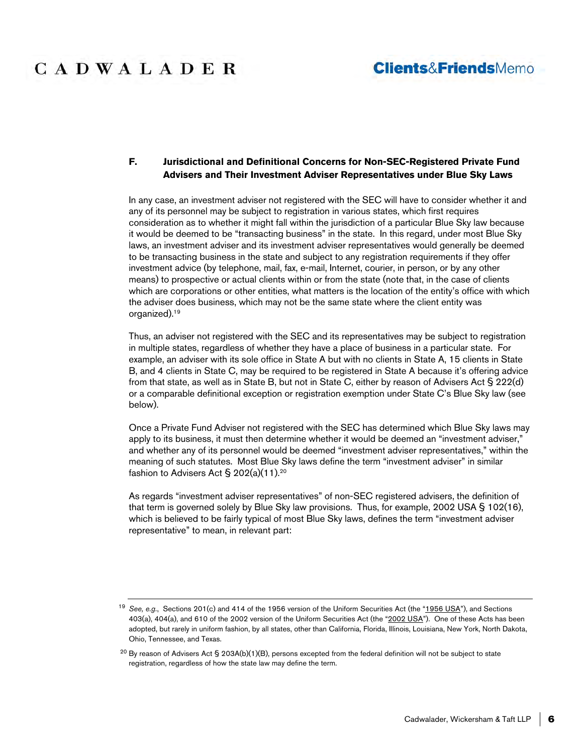### F. Jurisdictional and Definitional Concerns for Non-SEC-Registered Private Fund Advisers and Their Investment Adviser Representatives under Blue Sky Laws

In any case, an investment adviser not registered with the SEC will have to consider whether it and any of its personnel may be subject to registration in various states, which first requires consideration as to whether it might fall within the jurisdiction of a particular Blue Sky law because it would be deemed to be "transacting business" in the state. In this regard, under most Blue Sky laws, an investment adviser and its investment adviser representatives would generally be deemed to be transacting business in the state and subject to any registration requirements if they offer investment advice (by telephone, mail, fax, e-mail, Internet, courier, in person, or by any other means) to prospective or actual clients within or from the state (note that, in the case of clients which are corporations or other entities, what matters is the location of the entity's office with which the adviser does business, which may not be the same state where the client entity was organized).[19]

Thus, an adviser not registered with the SEC and its representatives may be subject to registration in multiple states, regardless of whether they have a place of business in a particular state. For example, an adviser with its sole office in State A but with no clients in State A, 15 clients in State B, and 4 clients in State C, may be required to be registered in State A because it's offering advice from that state, as well as in State B, but not in State C, either by reason of Advisers Act § 222(d) or a comparable definitional exception or registration exemption under State C's Blue Sky law (see below).

Once a Private Fund Adviser not registered with the SEC has determined which Blue Sky laws may apply to its business, it must then determine whether it would be deemed an "investment adviser," and whether any of its personnel would be deemed "investment adviser representatives," within the meaning of such statutes. Most Blue Sky laws define the term "investment adviser" in similar fashion to Advisers Act § 202(a)(11).[20]

As regards "investment adviser representatives" of non-SEC registered advisers, the definition of that term is governed solely by Blue Sky law provisions. Thus, for example, 2002 USA § 102(16), which is believed to be fairly typical of most Blue Sky laws, defines the term "investment adviser representative" to mean, in relevant part:

---

[19] *See, e.g.*, Sections 201(c) and 414 of the 1956 version of the Uniform Securities Act (the "1956 USA"), and Sections 403(a), 404(a), and 610 of the 2002 version of the Uniform Securities Act (the "2002 USA"). One of these Acts has been adopted, but rarely in uniform fashion, by all states, other than California, Florida, Illinois, Louisiana, New York, North Dakota, Ohio, Tennessee, and Texas.

[20] By reason of Advisers Act § 203A(b)(1)(B), persons excepted from the federal definition will not be subject to state registration, regardless of how the state law may define the term.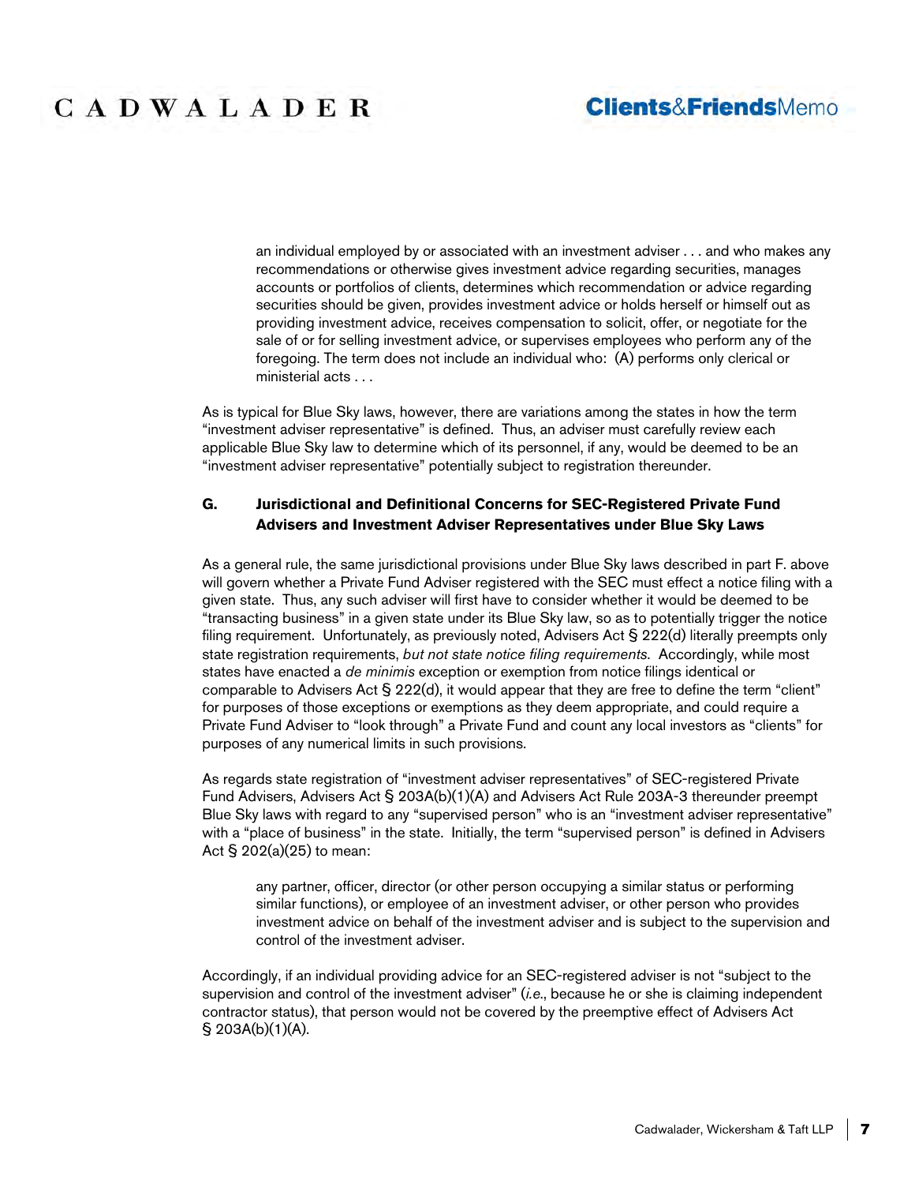> an individual employed by or associated with an investment adviser . . . and who makes any recommendations or otherwise gives investment advice regarding securities, manages accounts or portfolios of clients, determines which recommendation or advice regarding securities should be given, provides investment advice or holds herself or himself out as providing investment advice, receives compensation to solicit, offer, or negotiate for the sale of or for selling investment advice, or supervises employees who perform any of the foregoing. The term does not include an individual who: (A) performs only clerical or ministerial acts . . .

As is typical for Blue Sky laws, however, there are variations among the states in how the term "investment adviser representative" is defined. Thus, an adviser must carefully review each applicable Blue Sky law to determine which of its personnel, if any, would be deemed to be an "investment adviser representative" potentially subject to registration thereunder.

### G. Jurisdictional and Definitional Concerns for SEC-Registered Private Fund Advisers and Investment Adviser Representatives under Blue Sky Laws

As a general rule, the same jurisdictional provisions under Blue Sky laws described in part F. above will govern whether a Private Fund Adviser registered with the SEC must effect a notice filing with a given state. Thus, any such adviser will first have to consider whether it would be deemed to be "transacting business" in a given state under its Blue Sky law, so as to potentially trigger the notice filing requirement. Unfortunately, as previously noted, Advisers Act § 222(d) literally preempts only state registration requirements, *but not state notice filing requirements*. Accordingly, while most states have enacted a *de minimis* exception or exemption from notice filings identical or comparable to Advisers Act § 222(d), it would appear that they are free to define the term "client" for purposes of those exceptions or exemptions as they deem appropriate, and could require a Private Fund Adviser to "look through" a Private Fund and count any local investors as "clients" for purposes of any numerical limits in such provisions.

As regards state registration of "investment adviser representatives" of SEC-registered Private Fund Advisers, Advisers Act § 203A(b)(1)(A) and Advisers Act Rule 203A-3 thereunder preempt Blue Sky laws with regard to any "supervised person" who is an "investment adviser representative" with a "place of business" in the state. Initially, the term "supervised person" is defined in Advisers Act § 202(a)(25) to mean:

> any partner, officer, director (or other person occupying a similar status or performing similar functions), or employee of an investment adviser, or other person who provides investment advice on behalf of the investment adviser and is subject to the supervision and control of the investment adviser.

Accordingly, if an individual providing advice for an SEC-registered adviser is not "subject to the supervision and control of the investment adviser" (*i.e.*, because he or she is claiming independent contractor status), that person would not be covered by the preemptive effect of Advisers Act § 203A(b)(1)(A).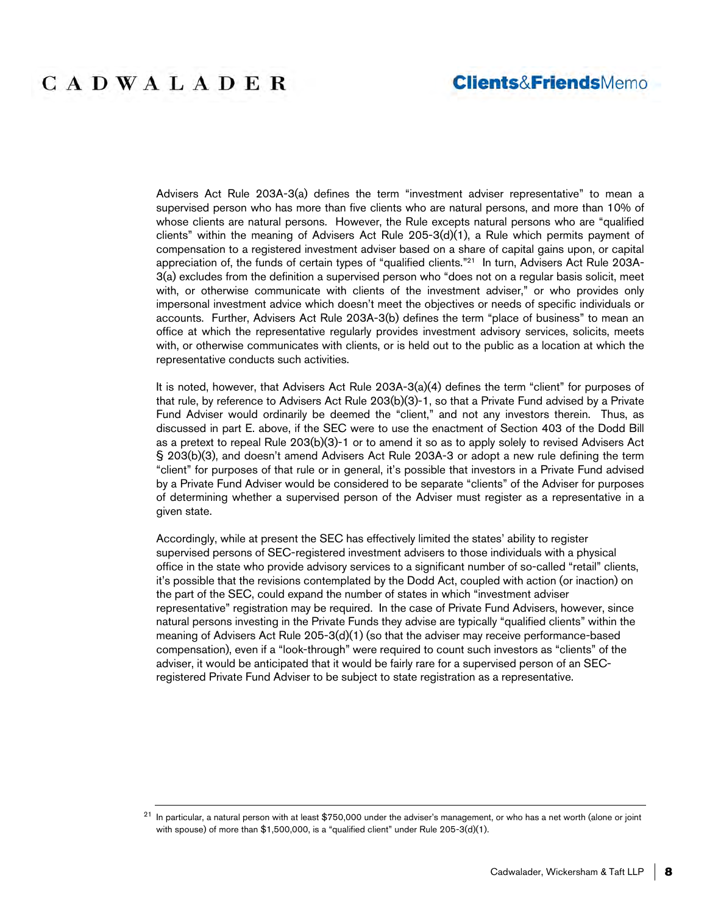Advisers Act Rule 203A-3(a) defines the term "investment adviser representative" to mean a supervised person who has more than five clients who are natural persons, and more than 10% of whose clients are natural persons. However, the Rule excepts natural persons who are "qualified clients" within the meaning of Advisers Act Rule 205-3(d)(1), a Rule which permits payment of compensation to a registered investment adviser based on a share of capital gains upon, or capital appreciation of, the funds of certain types of "qualified clients."[21] In turn, Advisers Act Rule 203A-3(a) excludes from the definition a supervised person who "does not on a regular basis solicit, meet with, or otherwise communicate with clients of the investment adviser," or who provides only impersonal investment advice which doesn't meet the objectives or needs of specific individuals or accounts. Further, Advisers Act Rule 203A-3(b) defines the term "place of business" to mean an office at which the representative regularly provides investment advisory services, solicits, meets with, or otherwise communicates with clients, or is held out to the public as a location at which the representative conducts such activities.

It is noted, however, that Advisers Act Rule 203A-3(a)(4) defines the term "client" for purposes of that rule, by reference to Advisers Act Rule 203(b)(3)-1, so that a Private Fund advised by a Private Fund Adviser would ordinarily be deemed the "client," and not any investors therein. Thus, as discussed in part E. above, if the SEC were to use the enactment of Section 403 of the Dodd Bill as a pretext to repeal Rule 203(b)(3)-1 or to amend it so as to apply solely to revised Advisers Act § 203(b)(3), and doesn't amend Advisers Act Rule 203A-3 or adopt a new rule defining the term "client" for purposes of that rule or in general, it's possible that investors in a Private Fund advised by a Private Fund Adviser would be considered to be separate "clients" of the Adviser for purposes of determining whether a supervised person of the Adviser must register as a representative in a given state.

Accordingly, while at present the SEC has effectively limited the states' ability to register supervised persons of SEC-registered investment advisers to those individuals with a physical office in the state who provide advisory services to a significant number of so-called "retail" clients, it's possible that the revisions contemplated by the Dodd Act, coupled with action (or inaction) on the part of the SEC, could expand the number of states in which "investment adviser representative" registration may be required. In the case of Private Fund Advisers, however, since natural persons investing in the Private Funds they advise are typically "qualified clients" within the meaning of Advisers Act Rule 205-3(d)(1) (so that the adviser may receive performance-based compensation), even if a "look-through" were required to count such investors as "clients" of the adviser, it would be anticipated that it would be fairly rare for a supervised person of an SEC-registered Private Fund Adviser to be subject to state registration as a representative.

---

[21] In particular, a natural person with at least $750,000 under the adviser's management, or who has a net worth (alone or joint with spouse) of more than $1,500,000, is a "qualified client" under Rule 205-3(d)(1).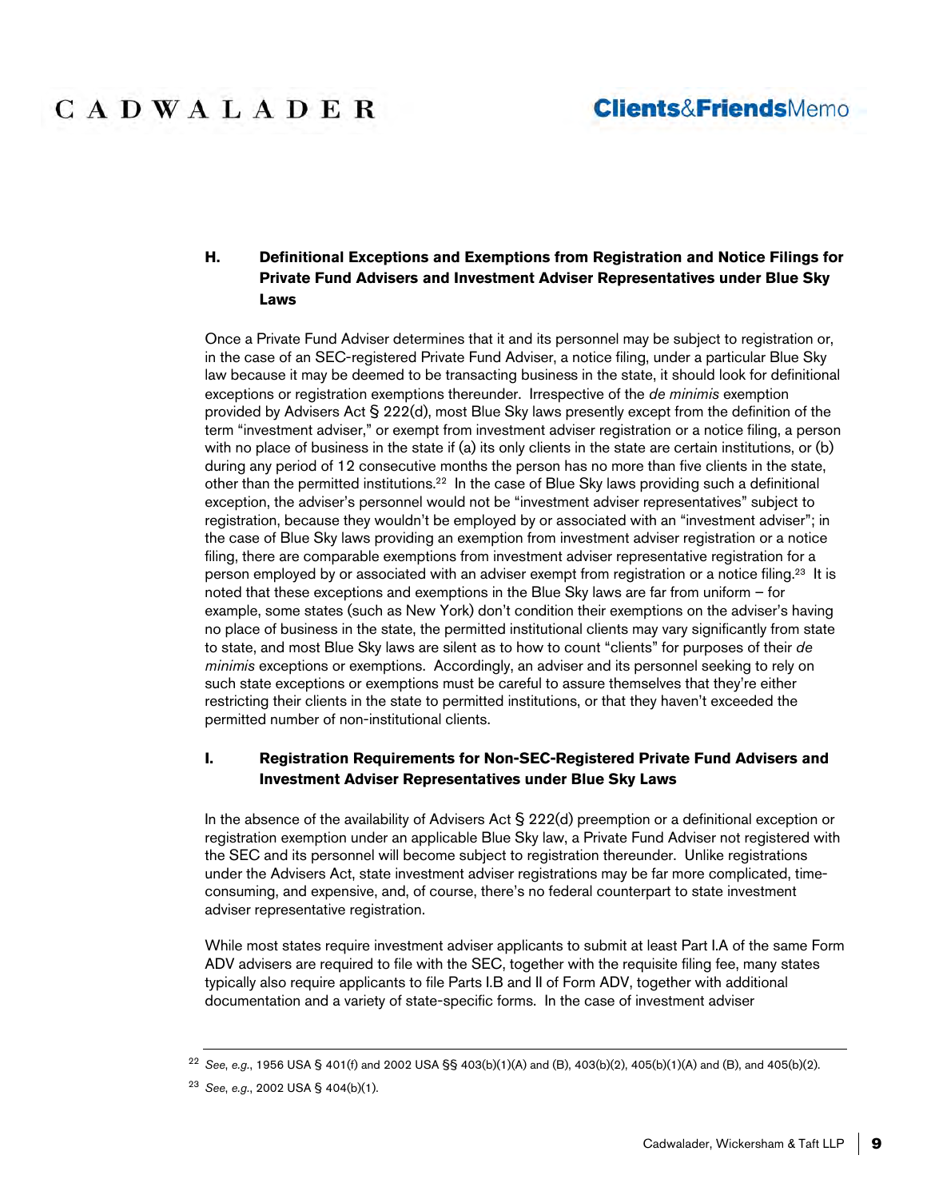### H. Definitional Exceptions and Exemptions from Registration and Notice Filings for Private Fund Advisers and Investment Adviser Representatives under Blue Sky Laws

Once a Private Fund Adviser determines that it and its personnel may be subject to registration or, in the case of an SEC-registered Private Fund Adviser, a notice filing, under a particular Blue Sky law because it may be deemed to be transacting business in the state, it should look for definitional exceptions or registration exemptions thereunder. Irrespective of the *de minimis* exemption provided by Advisers Act § 222(d), most Blue Sky laws presently except from the definition of the term "investment adviser," or exempt from investment adviser registration or a notice filing, a person with no place of business in the state if (a) its only clients in the state are certain institutions, or (b) during any period of 12 consecutive months the person has no more than five clients in the state, other than the permitted institutions.[22] In the case of Blue Sky laws providing such a definitional exception, the adviser's personnel would not be "investment adviser representatives" subject to registration, because they wouldn't be employed by or associated with an "investment adviser"; in the case of Blue Sky laws providing an exemption from investment adviser registration or a notice filing, there are comparable exemptions from investment adviser representative registration for a person employed by or associated with an adviser exempt from registration or a notice filing.[23] It is noted that these exceptions and exemptions in the Blue Sky laws are far from uniform – for example, some states (such as New York) don't condition their exemptions on the adviser's having no place of business in the state, the permitted institutional clients may vary significantly from state to state, and most Blue Sky laws are silent as to how to count "clients" for purposes of their *de minimis* exceptions or exemptions. Accordingly, an adviser and its personnel seeking to rely on such state exceptions or exemptions must be careful to assure themselves that they're either restricting their clients in the state to permitted institutions, or that they haven't exceeded the permitted number of non-institutional clients.

### I. Registration Requirements for Non-SEC-Registered Private Fund Advisers and Investment Adviser Representatives under Blue Sky Laws

In the absence of the availability of Advisers Act § 222(d) preemption or a definitional exception or registration exemption under an applicable Blue Sky law, a Private Fund Adviser not registered with the SEC and its personnel will become subject to registration thereunder. Unlike registrations under the Advisers Act, state investment adviser registrations may be far more complicated, time-consuming, and expensive, and, of course, there's no federal counterpart to state investment adviser representative registration.

While most states require investment adviser applicants to submit at least Part I.A of the same Form ADV advisers are required to file with the SEC, together with the requisite filing fee, many states typically also require applicants to file Parts I.B and II of Form ADV, together with additional documentation and a variety of state-specific forms. In the case of investment adviser

---

[22] *See*, *e.g.*, 1956 USA § 401(f) and 2002 USA §§ 403(b)(1)(A) and (B), 403(b)(2), 405(b)(1)(A) and (B), and 405(b)(2).

[23] *See*, *e.g.*, 2002 USA § 404(b)(1).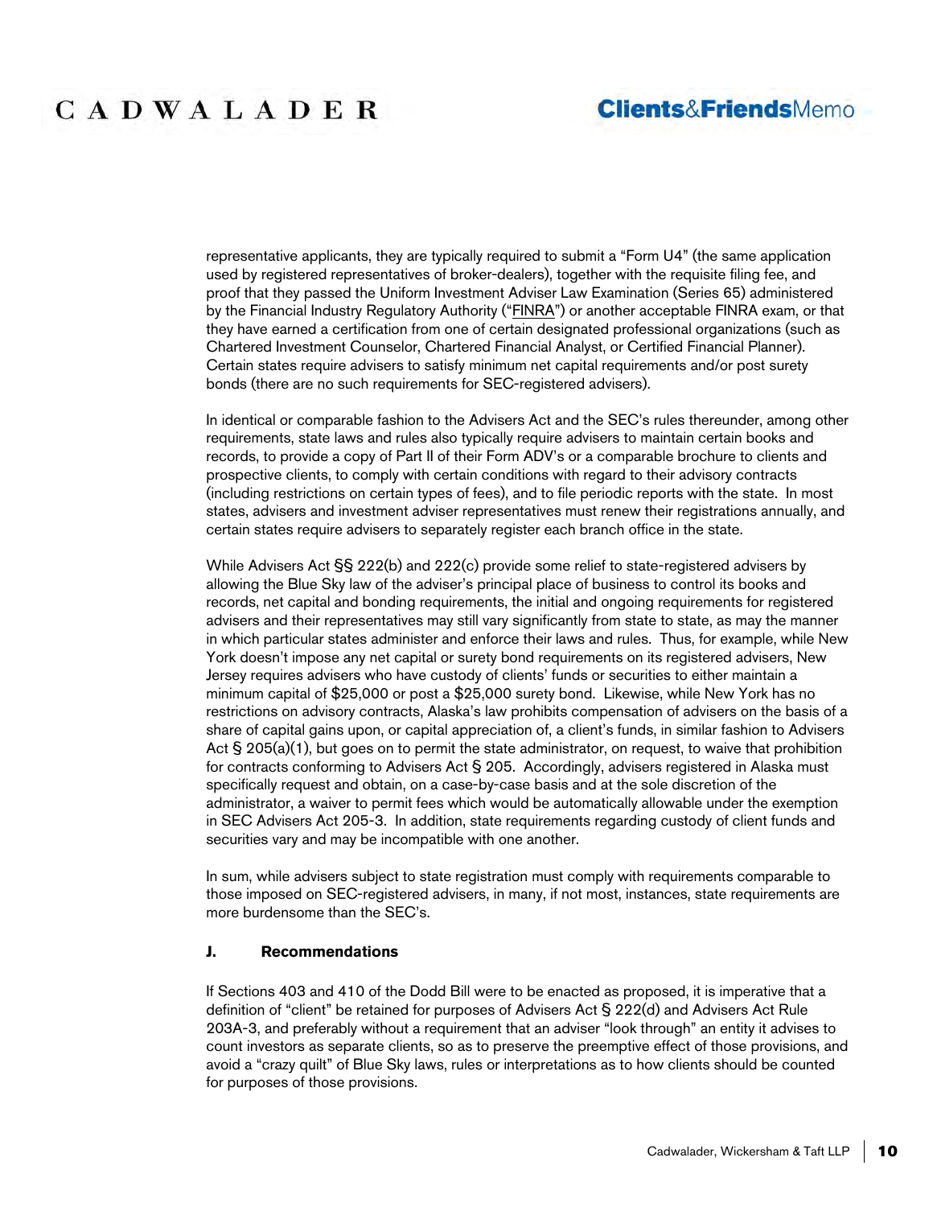representative applicants, they are typically required to submit a "Form U4" (the same application used by registered representatives of broker-dealers), together with the requisite filing fee, and proof that they passed the Uniform Investment Adviser Law Examination (Series 65) administered by the Financial Industry Regulatory Authority ("FINRA") or another acceptable FINRA exam, or that they have earned a certification from one of certain designated professional organizations (such as Chartered Investment Counselor, Chartered Financial Analyst, or Certified Financial Planner). Certain states require advisers to satisfy minimum net capital requirements and/or post surety bonds (there are no such requirements for SEC-registered advisers).

In identical or comparable fashion to the Advisers Act and the SEC's rules thereunder, among other requirements, state laws and rules also typically require advisers to maintain certain books and records, to provide a copy of Part II of their Form ADV's or a comparable brochure to clients and prospective clients, to comply with certain conditions with regard to their advisory contracts (including restrictions on certain types of fees), and to file periodic reports with the state. In most states, advisers and investment adviser representatives must renew their registrations annually, and certain states require advisers to separately register each branch office in the state.

While Advisers Act §§ 222(b) and 222(c) provide some relief to state-registered advisers by allowing the Blue Sky law of the adviser's principal place of business to control its books and records, net capital and bonding requirements, the initial and ongoing requirements for registered advisers and their representatives may still vary significantly from state to state, as may the manner in which particular states administer and enforce their laws and rules. Thus, for example, while New York doesn't impose any net capital or surety bond requirements on its registered advisers, New Jersey requires advisers who have custody of clients' funds or securities to either maintain a minimum capital of $25,000 or post a $25,000 surety bond. Likewise, while New York has no restrictions on advisory contracts, Alaska's law prohibits compensation of advisers on the basis of a share of capital gains upon, or capital appreciation of, a client's funds, in similar fashion to Advisers Act § 205(a)(1), but goes on to permit the state administrator, on request, to waive that prohibition for contracts conforming to Advisers Act § 205. Accordingly, advisers registered in Alaska must specifically request and obtain, on a case-by-case basis and at the sole discretion of the administrator, a waiver to permit fees which would be automatically allowable under the exemption in SEC Advisers Act 205-3. In addition, state requirements regarding custody of client funds and securities vary and may be incompatible with one another.

In sum, while advisers subject to state registration must comply with requirements comparable to those imposed on SEC-registered advisers, in many, if not most, instances, state requirements are more burdensome than the SEC's.

### J. Recommendations

If Sections 403 and 410 of the Dodd Bill were to be enacted as proposed, it is imperative that a definition of "client" be retained for purposes of Advisers Act § 222(d) and Advisers Act Rule 203A-3, and preferably without a requirement that an adviser "look through" an entity it advises to count investors as separate clients, so as to preserve the preemptive effect of those provisions, and avoid a "crazy quilt" of Blue Sky laws, rules or interpretations as to how clients should be counted for purposes of those provisions.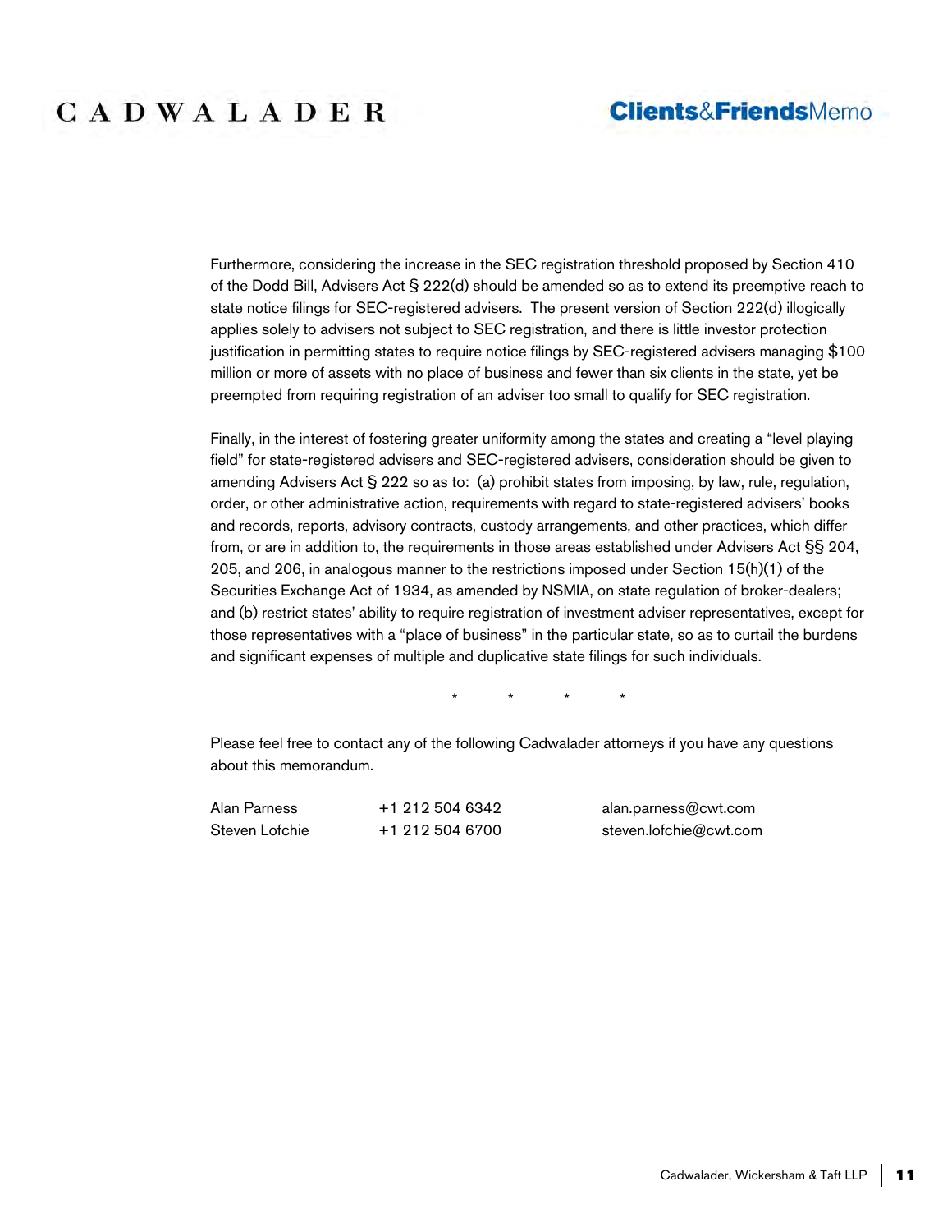Furthermore, considering the increase in the SEC registration threshold proposed by Section 410 of the Dodd Bill, Advisers Act § 222(d) should be amended so as to extend its preemptive reach to state notice filings for SEC-registered advisers. The present version of Section 222(d) illogically applies solely to advisers not subject to SEC registration, and there is little investor protection justification in permitting states to require notice filings by SEC-registered advisers managing $100 million or more of assets with no place of business and fewer than six clients in the state, yet be preempted from requiring registration of an adviser too small to qualify for SEC registration.

Finally, in the interest of fostering greater uniformity among the states and creating a "level playing field" for state-registered advisers and SEC-registered advisers, consideration should be given to amending Advisers Act § 222 so as to: (a) prohibit states from imposing, by law, rule, regulation, order, or other administrative action, requirements with regard to state-registered advisers' books and records, reports, advisory contracts, custody arrangements, and other practices, which differ from, or are in addition to, the requirements in those areas established under Advisers Act §§ 204, 205, and 206, in analogous manner to the restrictions imposed under Section 15(h)(1) of the Securities Exchange Act of 1934, as amended by NSMIA, on state regulation of broker-dealers; and (b) restrict states' ability to require registration of investment adviser representatives, except for those representatives with a "place of business" in the particular state, so as to curtail the burdens and significant expenses of multiple and duplicative state filings for such individuals.

\* \* \* \*

Please feel free to contact any of the following Cadwalader attorneys if you have any questions about this memorandum.

| | | |
|---|---|---|
| Alan Parness | +1 212 504 6342 | alan.parness@cwt.com |
| Steven Lofchie | +1 212 504 6700 | steven.lofchie@cwt.com |